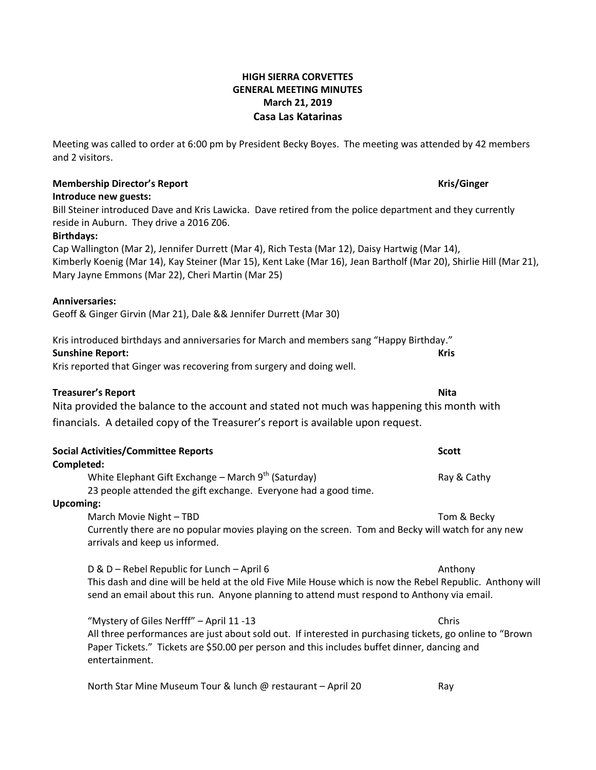**HIGH SIERRA CORVETTES**
**GENERAL MEETING MINUTES**
**March 21, 2019**
**Casa Las Katarinas**

Meeting was called to order at 6:00 pm by President Becky Boyes. The meeting was attended by 42 members and 2 visitors.

**Membership Director's Report** — **Kris/Ginger**

**Introduce new guests:**

Bill Steiner introduced Dave and Kris Lawicka. Dave retired from the police department and they currently reside in Auburn. They drive a 2016 Z06.

**Birthdays:**

Cap Wallington (Mar 2), Jennifer Durrett (Mar 4), Rich Testa (Mar 12), Daisy Hartwig (Mar 14), Kimberly Koenig (Mar 14), Kay Steiner (Mar 15), Kent Lake (Mar 16), Jean Bartholf (Mar 20), Shirlie Hill (Mar 21), Mary Jayne Emmons (Mar 22), Cheri Martin (Mar 25)

**Anniversaries:**

Geoff & Ginger Girvin (Mar 21), Dale && Jennifer Durrett (Mar 30)

Kris introduced birthdays and anniversaries for March and members sang "Happy Birthday."

**Sunshine Report:** — **Kris**

Kris reported that Ginger was recovering from surgery and doing well.

**Treasurer's Report** — **Nita**

Nita provided the balance to the account and stated not much was happening this month with financials. A detailed copy of the Treasurer's report is available upon request.

**Social Activities/Committee Reports** — **Scott**

**Completed:**

White Elephant Gift Exchange – March 9th (Saturday) — Ray & Cathy

23 people attended the gift exchange. Everyone had a good time.

**Upcoming:**

March Movie Night – TBD — Tom & Becky

Currently there are no popular movies playing on the screen. Tom and Becky will watch for any new arrivals and keep us informed.

D & D – Rebel Republic for Lunch – April 6 — Anthony

This dash and dine will be held at the old Five Mile House which is now the Rebel Republic. Anthony will send an email about this run. Anyone planning to attend must respond to Anthony via email.

"Mystery of Giles Nerfff" – April 11 -13 — Chris

All three performances are just about sold out. If interested in purchasing tickets, go online to "Brown Paper Tickets." Tickets are $50.00 per person and this includes buffet dinner, dancing and entertainment.

North Star Mine Museum Tour & lunch @ restaurant – April 20 — Ray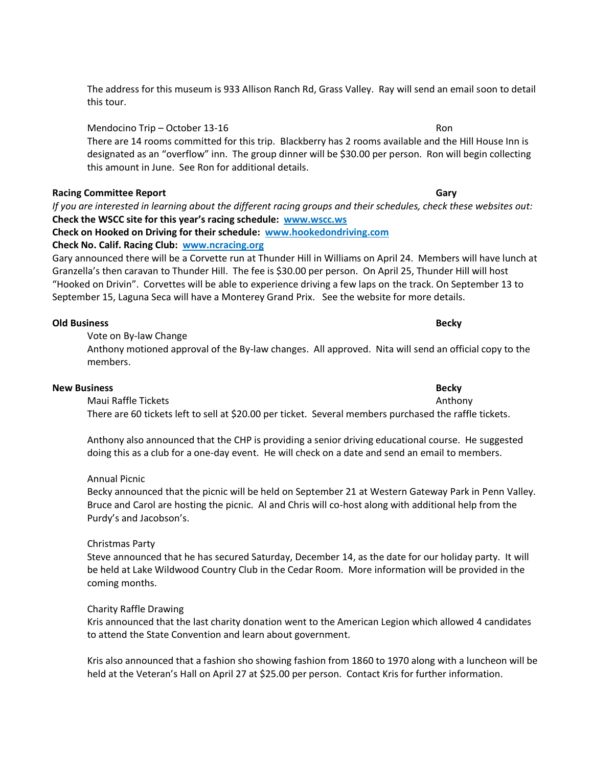The address for this museum is 933 Allison Ranch Rd, Grass Valley. Ray will send an email soon to detail this tour.

Mendocino Trip – October 13-16 — Ron

There are 14 rooms committed for this trip. Blackberry has 2 rooms available and the Hill House Inn is designated as an "overflow" inn. The group dinner will be $30.00 per person. Ron will begin collecting this amount in June. See Ron for additional details.

**Racing Committee Report** — **Gary**

*If you are interested in learning about the different racing groups and their schedules, check these websites out:*

**Check the WSCC site for this year's racing schedule: [www.wscc.ws](http://www.wscc.ws)**

**Check on Hooked on Driving for their schedule: [www.hookedondriving.com](http://www.hookedondriving.com)**

**Check No. Calif. Racing Club: [www.ncracing.org](http://www.ncracing.org)**

Gary announced there will be a Corvette run at Thunder Hill in Williams on April 24. Members will have lunch at Granzella's then caravan to Thunder Hill. The fee is $30.00 per person. On April 25, Thunder Hill will host "Hooked on Drivin". Corvettes will be able to experience driving a few laps on the track. On September 13 to September 15, Laguna Seca will have a Monterey Grand Prix. See the website for more details.

**Old Business** — **Becky**

Vote on By-law Change

Anthony motioned approval of the By-law changes. All approved. Nita will send an official copy to the members.

**New Business** — **Becky**

Maui Raffle Tickets — Anthony

There are 60 tickets left to sell at $20.00 per ticket. Several members purchased the raffle tickets.

Anthony also announced that the CHP is providing a senior driving educational course. He suggested doing this as a club for a one-day event. He will check on a date and send an email to members.

Annual Picnic

Becky announced that the picnic will be held on September 21 at Western Gateway Park in Penn Valley. Bruce and Carol are hosting the picnic. Al and Chris will co-host along with additional help from the Purdy's and Jacobson's.

Christmas Party

Steve announced that he has secured Saturday, December 14, as the date for our holiday party. It will be held at Lake Wildwood Country Club in the Cedar Room. More information will be provided in the coming months.

Charity Raffle Drawing

Kris announced that the last charity donation went to the American Legion which allowed 4 candidates to attend the State Convention and learn about government.

Kris also announced that a fashion sho showing fashion from 1860 to 1970 along with a luncheon will be held at the Veteran's Hall on April 27 at $25.00 per person. Contact Kris for further information.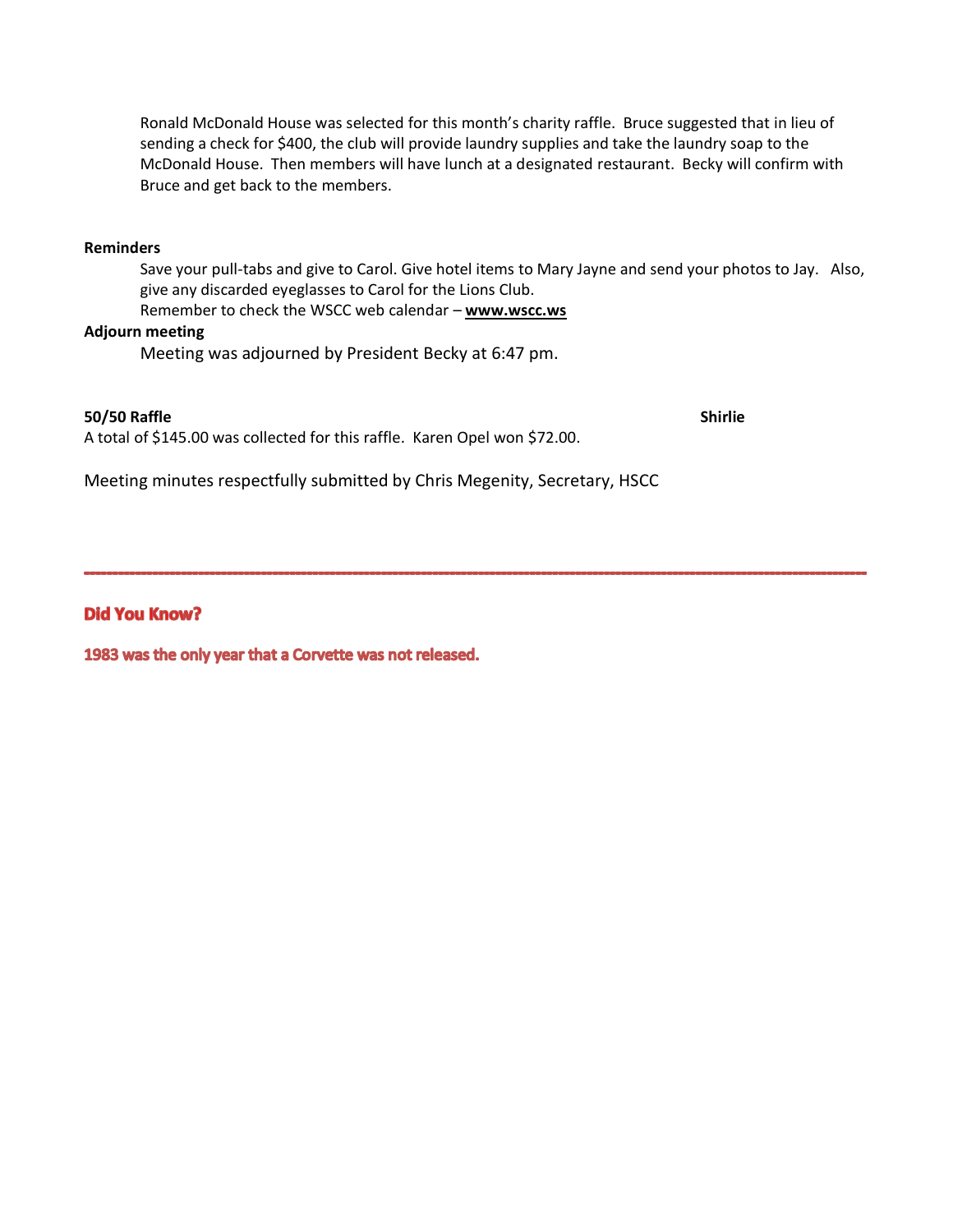Ronald McDonald House was selected for this month's charity raffle. Bruce suggested that in lieu of sending a check for $400, the club will provide laundry supplies and take the laundry soap to the McDonald House. Then members will have lunch at a designated restaurant. Becky will confirm with Bruce and get back to the members.

**Reminders**

Save your pull-tabs and give to Carol. Give hotel items to Mary Jayne and send your photos to Jay. Also, give any discarded eyeglasses to Carol for the Lions Club.

Remember to check the WSCC web calendar – **www.wscc.ws**

**Adjourn meeting**

Meeting was adjourned by President Becky at 6:47 pm.

**50/50 Raffle** **Shirlie**

A total of $145.00 was collected for this raffle. Karen Opel won $72.00.

Meeting minutes respectfully submitted by Chris Megenity, Secretary, HSCC

---

## Did You Know?

**1983 was the only year that a Corvette was not released.**